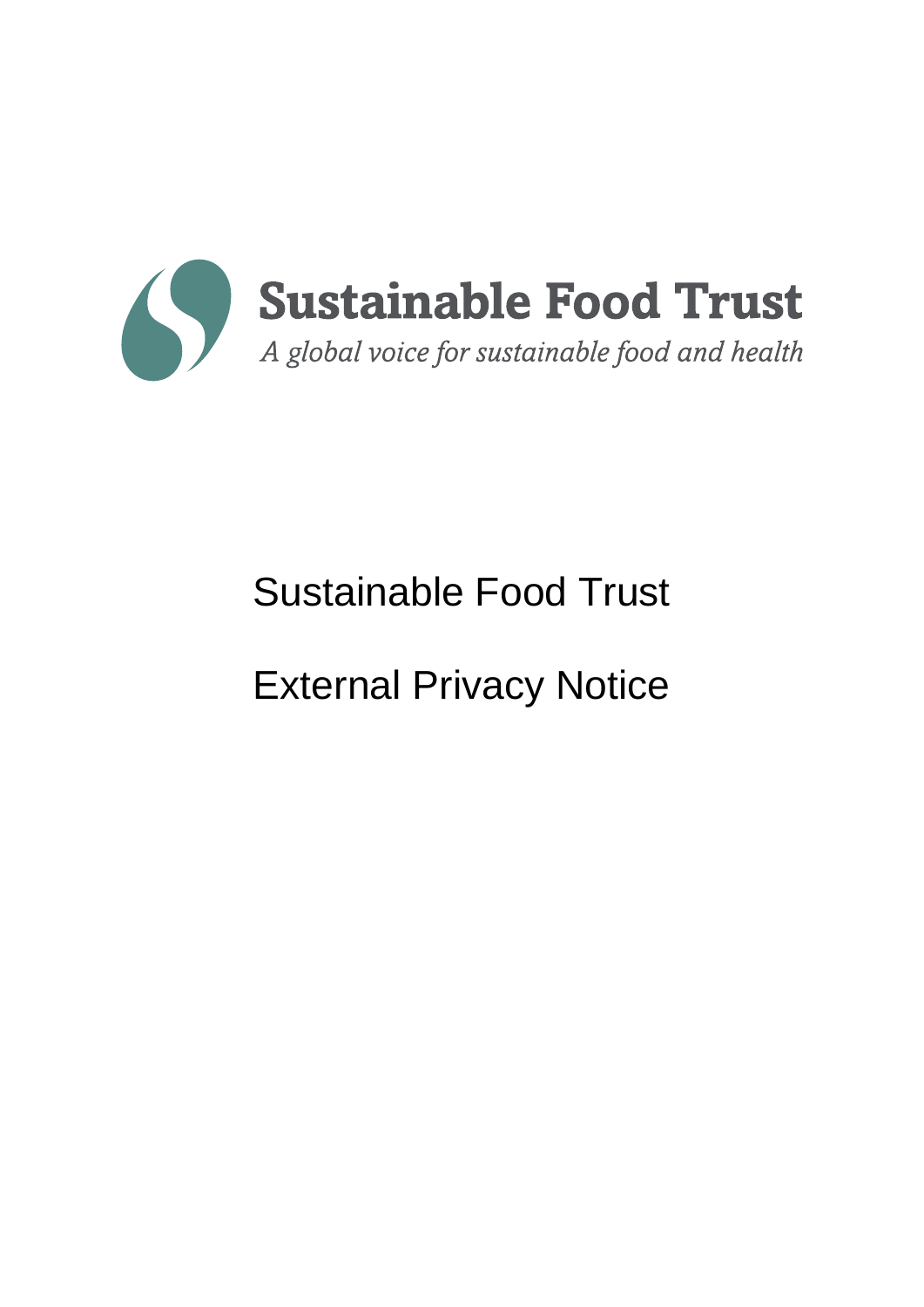Sustainable Food Trust

*A global voice for sustainable food and health*

# Sustainable Food Trust

# External Privacy Notice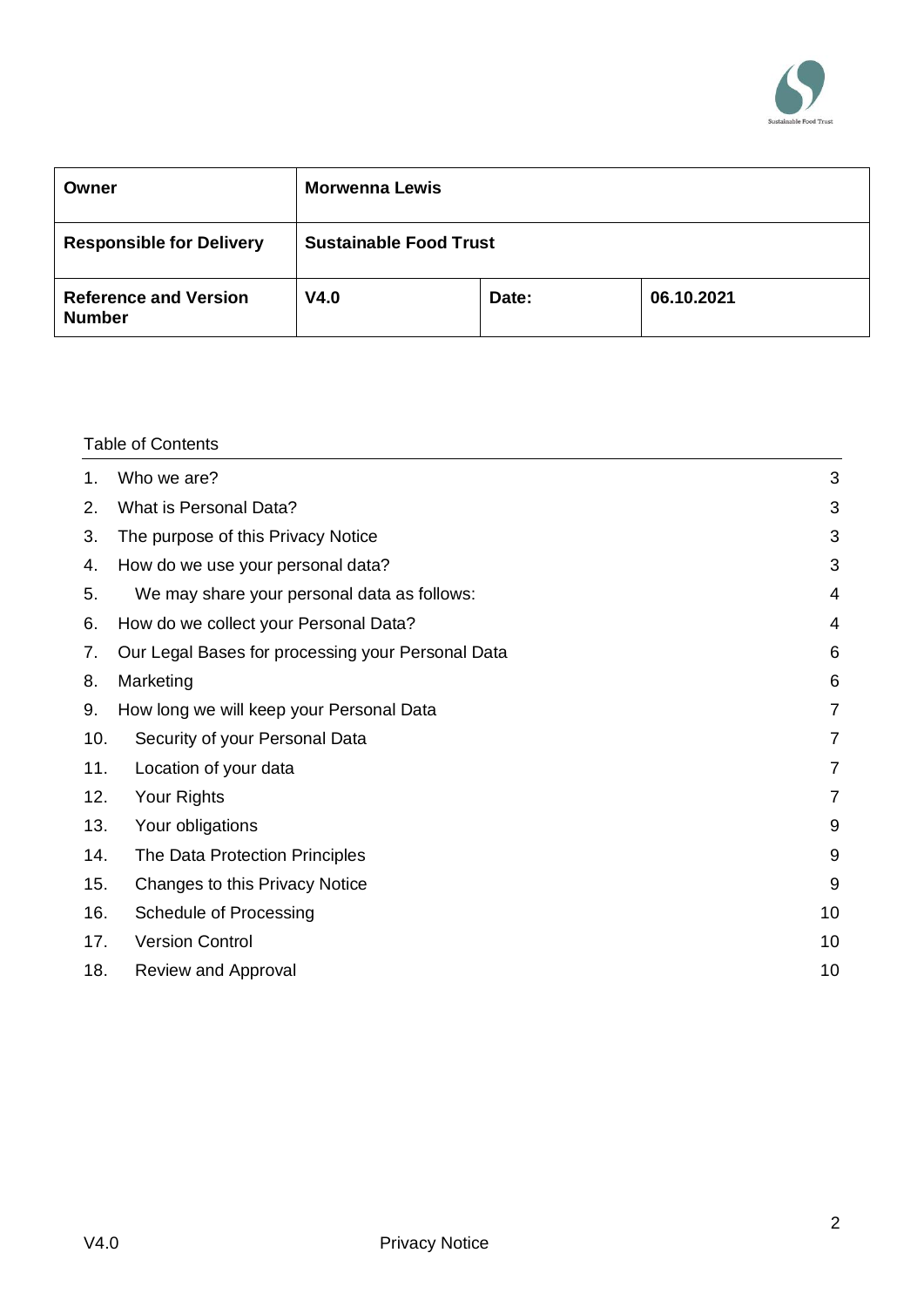| Owner | Morwenna Lewis | | |
|---|---|---|---|
| **Responsible for Delivery** | **Sustainable Food Trust** | | |
| **Reference and Version Number** | **V4.0** | **Date:** | **06.10.2021** |

Table of Contents

| | | |
|---|---|---|
| 1. | Who we are? | 3 |
| 2. | What is Personal Data? | 3 |
| 3. | The purpose of this Privacy Notice | 3 |
| 4. | How do we use your personal data? | 3 |
| 5. | We may share your personal data as follows: | 4 |
| 6. | How do we collect your Personal Data? | 4 |
| 7. | Our Legal Bases for processing your Personal Data | 6 |
| 8. | Marketing | 6 |
| 9. | How long we will keep your Personal Data | 7 |
| 10. | Security of your Personal Data | 7 |
| 11. | Location of your data | 7 |
| 12. | Your Rights | 7 |
| 13. | Your obligations | 9 |
| 14. | The Data Protection Principles | 9 |
| 15. | Changes to this Privacy Notice | 9 |
| 16. | Schedule of Processing | 10 |
| 17. | Version Control | 10 |
| 18. | Review and Approval | 10 |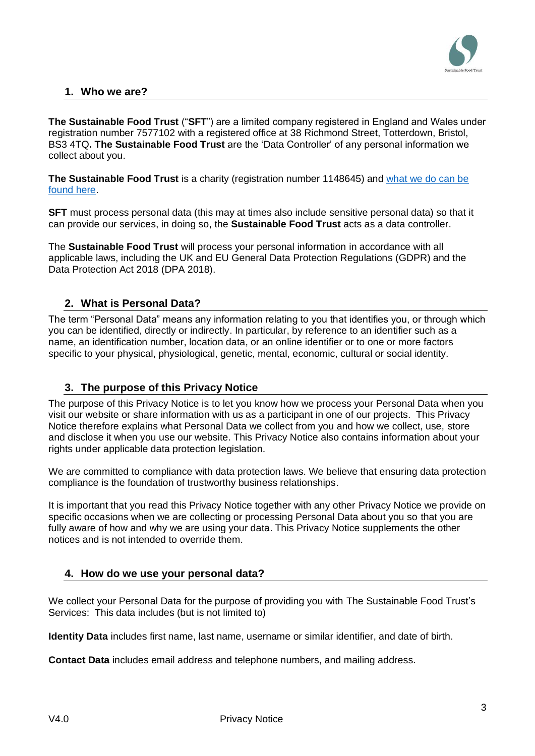## 1. Who we are?

**The Sustainable Food Trust** ("**SFT**") are a limited company registered in England and Wales under registration number 7577102 with a registered office at 38 Richmond Street, Totterdown, Bristol, BS3 4TQ**. The Sustainable Food Trust** are the 'Data Controller' of any personal information we collect about you.

**The Sustainable Food Trust** is a charity (registration number 1148645) and [what we do can be found here](#).

**SFT** must process personal data (this may at times also include sensitive personal data) so that it can provide our services, in doing so, the **Sustainable Food Trust** acts as a data controller.

The **Sustainable Food Trust** will process your personal information in accordance with all applicable laws, including the UK and EU General Data Protection Regulations (GDPR) and the Data Protection Act 2018 (DPA 2018).

## 2. What is Personal Data?

The term "Personal Data" means any information relating to you that identifies you, or through which you can be identified, directly or indirectly. In particular, by reference to an identifier such as a name, an identification number, location data, or an online identifier or to one or more factors specific to your physical, physiological, genetic, mental, economic, cultural or social identity.

## 3. The purpose of this Privacy Notice

The purpose of this Privacy Notice is to let you know how we process your Personal Data when you visit our website or share information with us as a participant in one of our projects. This Privacy Notice therefore explains what Personal Data we collect from you and how we collect, use, store and disclose it when you use our website. This Privacy Notice also contains information about your rights under applicable data protection legislation.

We are committed to compliance with data protection laws. We believe that ensuring data protection compliance is the foundation of trustworthy business relationships.

It is important that you read this Privacy Notice together with any other Privacy Notice we provide on specific occasions when we are collecting or processing Personal Data about you so that you are fully aware of how and why we are using your data. This Privacy Notice supplements the other notices and is not intended to override them.

## 4. How do we use your personal data?

We collect your Personal Data for the purpose of providing you with The Sustainable Food Trust's Services: This data includes (but is not limited to)

**Identity Data** includes first name, last name, username or similar identifier, and date of birth.

**Contact Data** includes email address and telephone numbers, and mailing address.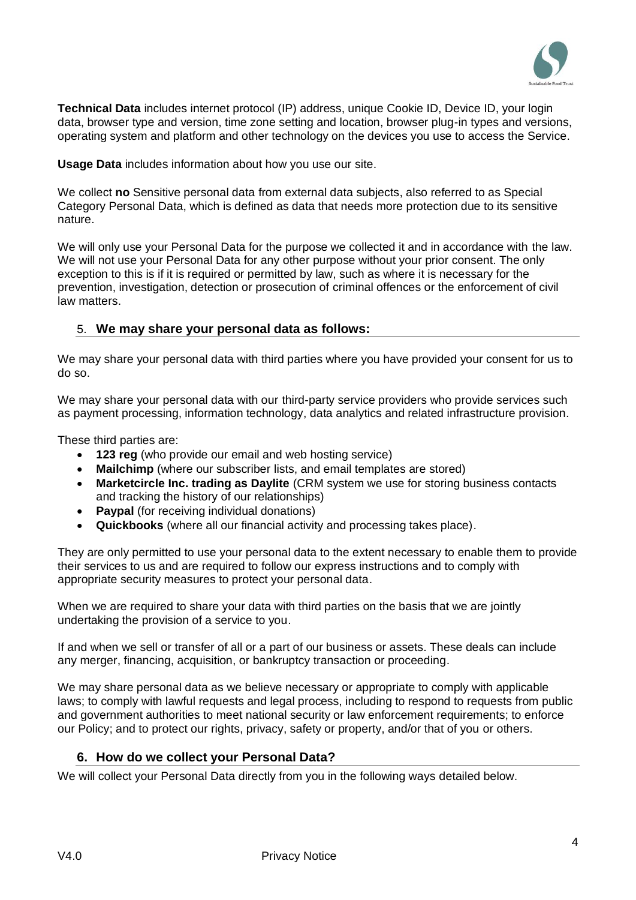**Technical Data** includes internet protocol (IP) address, unique Cookie ID, Device ID, your login data, browser type and version, time zone setting and location, browser plug-in types and versions, operating system and platform and other technology on the devices you use to access the Service.

**Usage Data** includes information about how you use our site.

We collect **no** Sensitive personal data from external data subjects, also referred to as Special Category Personal Data, which is defined as data that needs more protection due to its sensitive nature.

We will only use your Personal Data for the purpose we collected it and in accordance with the law. We will not use your Personal Data for any other purpose without your prior consent. The only exception to this is if it is required or permitted by law, such as where it is necessary for the prevention, investigation, detection or prosecution of criminal offences or the enforcement of civil law matters.

## 5. **We may share your personal data as follows:**

We may share your personal data with third parties where you have provided your consent for us to do so.

We may share your personal data with our third-party service providers who provide services such as payment processing, information technology, data analytics and related infrastructure provision.

These third parties are:

- **123 reg** (who provide our email and web hosting service)
- **Mailchimp** (where our subscriber lists, and email templates are stored)
- **Marketcircle Inc. trading as Daylite** (CRM system we use for storing business contacts and tracking the history of our relationships)
- **Paypal** (for receiving individual donations)
- **Quickbooks** (where all our financial activity and processing takes place).

They are only permitted to use your personal data to the extent necessary to enable them to provide their services to us and are required to follow our express instructions and to comply with appropriate security measures to protect your personal data.

When we are required to share your data with third parties on the basis that we are jointly undertaking the provision of a service to you.

If and when we sell or transfer of all or a part of our business or assets. These deals can include any merger, financing, acquisition, or bankruptcy transaction or proceeding.

We may share personal data as we believe necessary or appropriate to comply with applicable laws; to comply with lawful requests and legal process, including to respond to requests from public and government authorities to meet national security or law enforcement requirements; to enforce our Policy; and to protect our rights, privacy, safety or property, and/or that of you or others.

## 6. **How do we collect your Personal Data?**

We will collect your Personal Data directly from you in the following ways detailed below.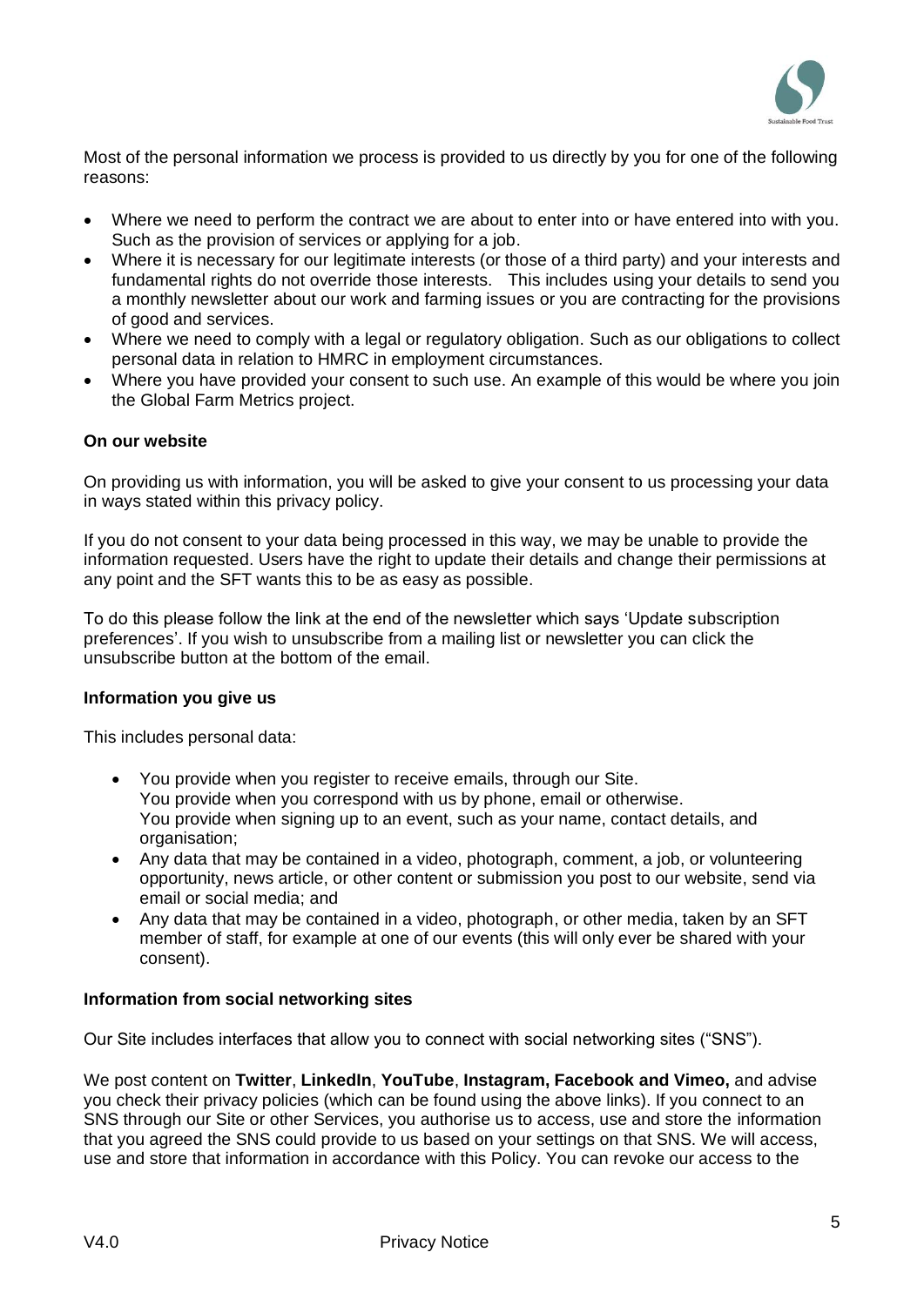Most of the personal information we process is provided to us directly by you for one of the following reasons:

- Where we need to perform the contract we are about to enter into or have entered into with you. Such as the provision of services or applying for a job.
- Where it is necessary for our legitimate interests (or those of a third party) and your interests and fundamental rights do not override those interests. This includes using your details to send you a monthly newsletter about our work and farming issues or you are contracting for the provisions of good and services.
- Where we need to comply with a legal or regulatory obligation. Such as our obligations to collect personal data in relation to HMRC in employment circumstances.
- Where you have provided your consent to such use. An example of this would be where you join the Global Farm Metrics project.

**On our website**

On providing us with information, you will be asked to give your consent to us processing your data in ways stated within this privacy policy.

If you do not consent to your data being processed in this way, we may be unable to provide the information requested. Users have the right to update their details and change their permissions at any point and the SFT wants this to be as easy as possible.

To do this please follow the link at the end of the newsletter which says 'Update subscription preferences'. If you wish to unsubscribe from a mailing list or newsletter you can click the unsubscribe button at the bottom of the email.

**Information you give us**

This includes personal data:

- You provide when you register to receive emails, through our Site.
  You provide when you correspond with us by phone, email or otherwise.
  You provide when signing up to an event, such as your name, contact details, and organisation;
- Any data that may be contained in a video, photograph, comment, a job, or volunteering opportunity, news article, or other content or submission you post to our website, send via email or social media; and
- Any data that may be contained in a video, photograph, or other media, taken by an SFT member of staff, for example at one of our events (this will only ever be shared with your consent).

**Information from social networking sites**

Our Site includes interfaces that allow you to connect with social networking sites ("SNS").

We post content on **Twitter**, **LinkedIn**, **YouTube**, **Instagram, Facebook and Vimeo,** and advise you check their privacy policies (which can be found using the above links). If you connect to an SNS through our Site or other Services, you authorise us to access, use and store the information that you agreed the SNS could provide to us based on your settings on that SNS. We will access, use and store that information in accordance with this Policy. You can revoke our access to the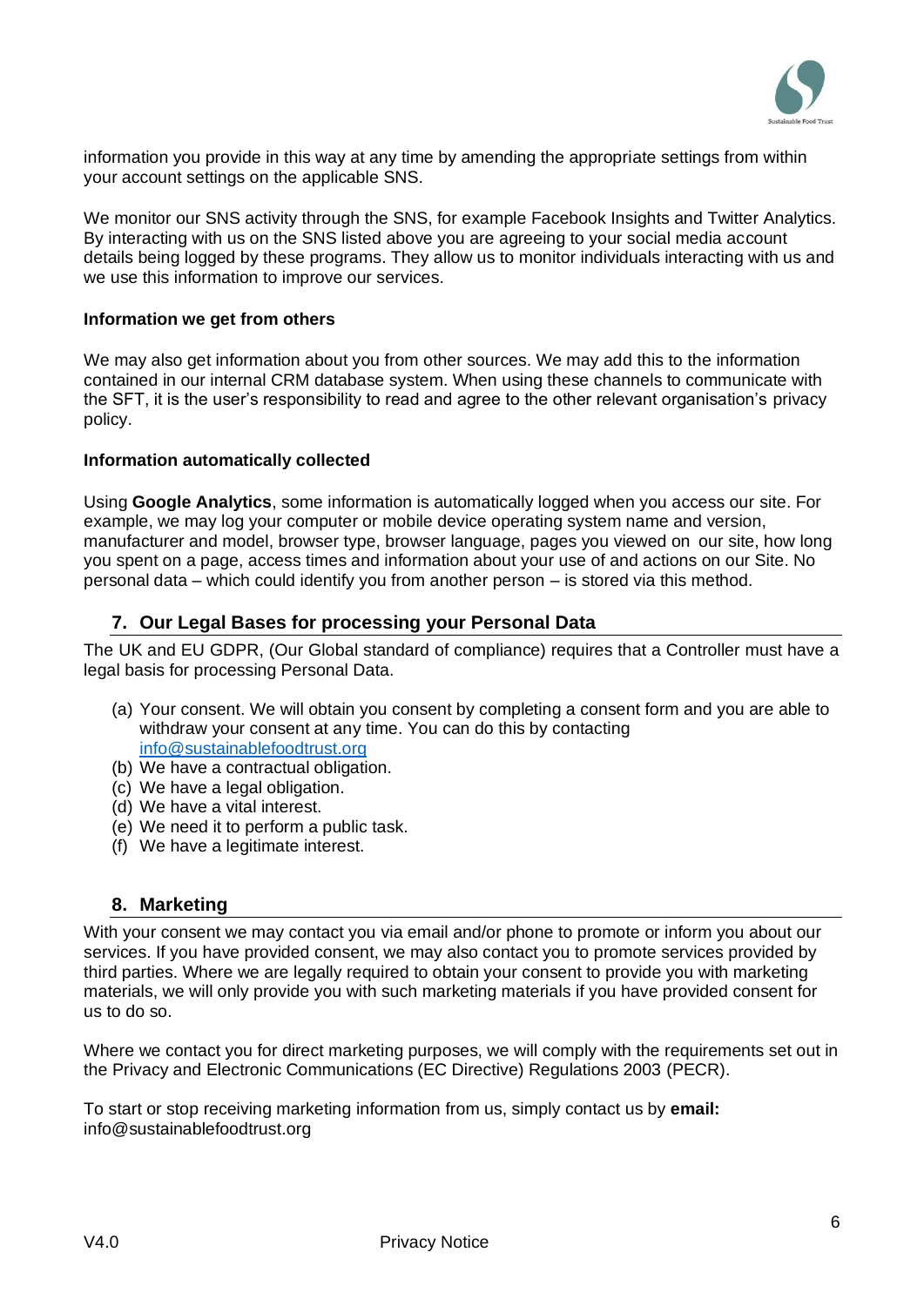information you provide in this way at any time by amending the appropriate settings from within your account settings on the applicable SNS.

We monitor our SNS activity through the SNS, for example Facebook Insights and Twitter Analytics. By interacting with us on the SNS listed above you are agreeing to your social media account details being logged by these programs. They allow us to monitor individuals interacting with us and we use this information to improve our services.

**Information we get from others**

We may also get information about you from other sources. We may add this to the information contained in our internal CRM database system. When using these channels to communicate with the SFT, it is the user's responsibility to read and agree to the other relevant organisation's privacy policy.

**Information automatically collected**

Using **Google Analytics**, some information is automatically logged when you access our site. For example, we may log your computer or mobile device operating system name and version, manufacturer and model, browser type, browser language, pages you viewed on our site, how long you spent on a page, access times and information about your use of and actions on our Site. No personal data – which could identify you from another person – is stored via this method.

## 7. Our Legal Bases for processing your Personal Data

The UK and EU GDPR, (Our Global standard of compliance) requires that a Controller must have a legal basis for processing Personal Data.

(a) Your consent. We will obtain you consent by completing a consent form and you are able to withdraw your consent at any time. You can do this by contacting info@sustainablefoodtrust.org
(b) We have a contractual obligation.
(c) We have a legal obligation.
(d) We have a vital interest.
(e) We need it to perform a public task.
(f) We have a legitimate interest.

## 8. Marketing

With your consent we may contact you via email and/or phone to promote or inform you about our services. If you have provided consent, we may also contact you to promote services provided by third parties. Where we are legally required to obtain your consent to provide you with marketing materials, we will only provide you with such marketing materials if you have provided consent for us to do so.

Where we contact you for direct marketing purposes, we will comply with the requirements set out in the Privacy and Electronic Communications (EC Directive) Regulations 2003 (PECR).

To start or stop receiving marketing information from us, simply contact us by **email:** info@sustainablefoodtrust.org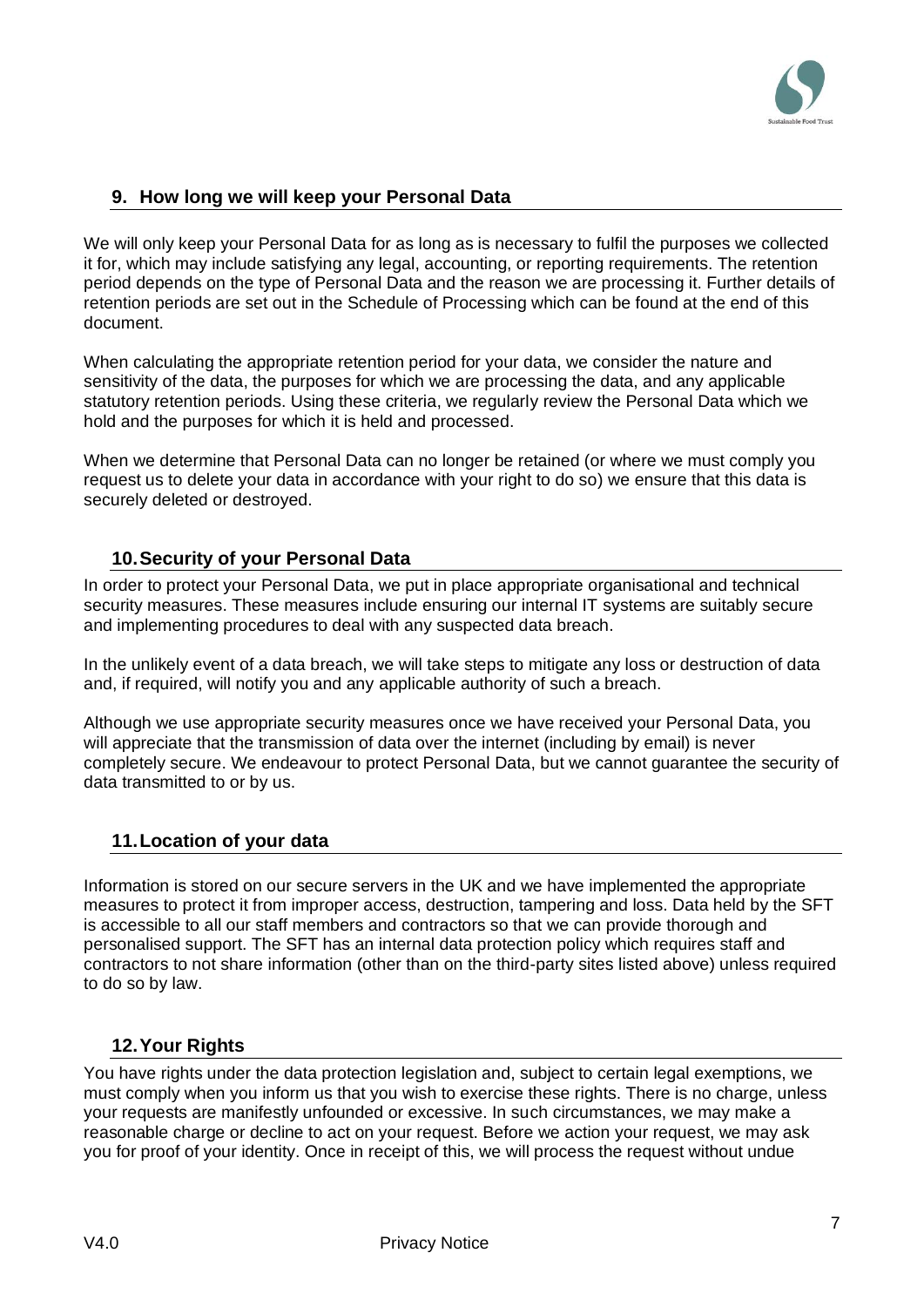## 9. How long we will keep your Personal Data

We will only keep your Personal Data for as long as is necessary to fulfil the purposes we collected it for, which may include satisfying any legal, accounting, or reporting requirements. The retention period depends on the type of Personal Data and the reason we are processing it. Further details of retention periods are set out in the Schedule of Processing which can be found at the end of this document.

When calculating the appropriate retention period for your data, we consider the nature and sensitivity of the data, the purposes for which we are processing the data, and any applicable statutory retention periods. Using these criteria, we regularly review the Personal Data which we hold and the purposes for which it is held and processed.

When we determine that Personal Data can no longer be retained (or where we must comply you request us to delete your data in accordance with your right to do so) we ensure that this data is securely deleted or destroyed.

## 10. Security of your Personal Data

In order to protect your Personal Data, we put in place appropriate organisational and technical security measures. These measures include ensuring our internal IT systems are suitably secure and implementing procedures to deal with any suspected data breach.

In the unlikely event of a data breach, we will take steps to mitigate any loss or destruction of data and, if required, will notify you and any applicable authority of such a breach.

Although we use appropriate security measures once we have received your Personal Data, you will appreciate that the transmission of data over the internet (including by email) is never completely secure. We endeavour to protect Personal Data, but we cannot guarantee the security of data transmitted to or by us.

## 11. Location of your data

Information is stored on our secure servers in the UK and we have implemented the appropriate measures to protect it from improper access, destruction, tampering and loss. Data held by the SFT is accessible to all our staff members and contractors so that we can provide thorough and personalised support. The SFT has an internal data protection policy which requires staff and contractors to not share information (other than on the third-party sites listed above) unless required to do so by law.

## 12. Your Rights

You have rights under the data protection legislation and, subject to certain legal exemptions, we must comply when you inform us that you wish to exercise these rights. There is no charge, unless your requests are manifestly unfounded or excessive. In such circumstances, we may make a reasonable charge or decline to act on your request. Before we action your request, we may ask you for proof of your identity. Once in receipt of this, we will process the request without undue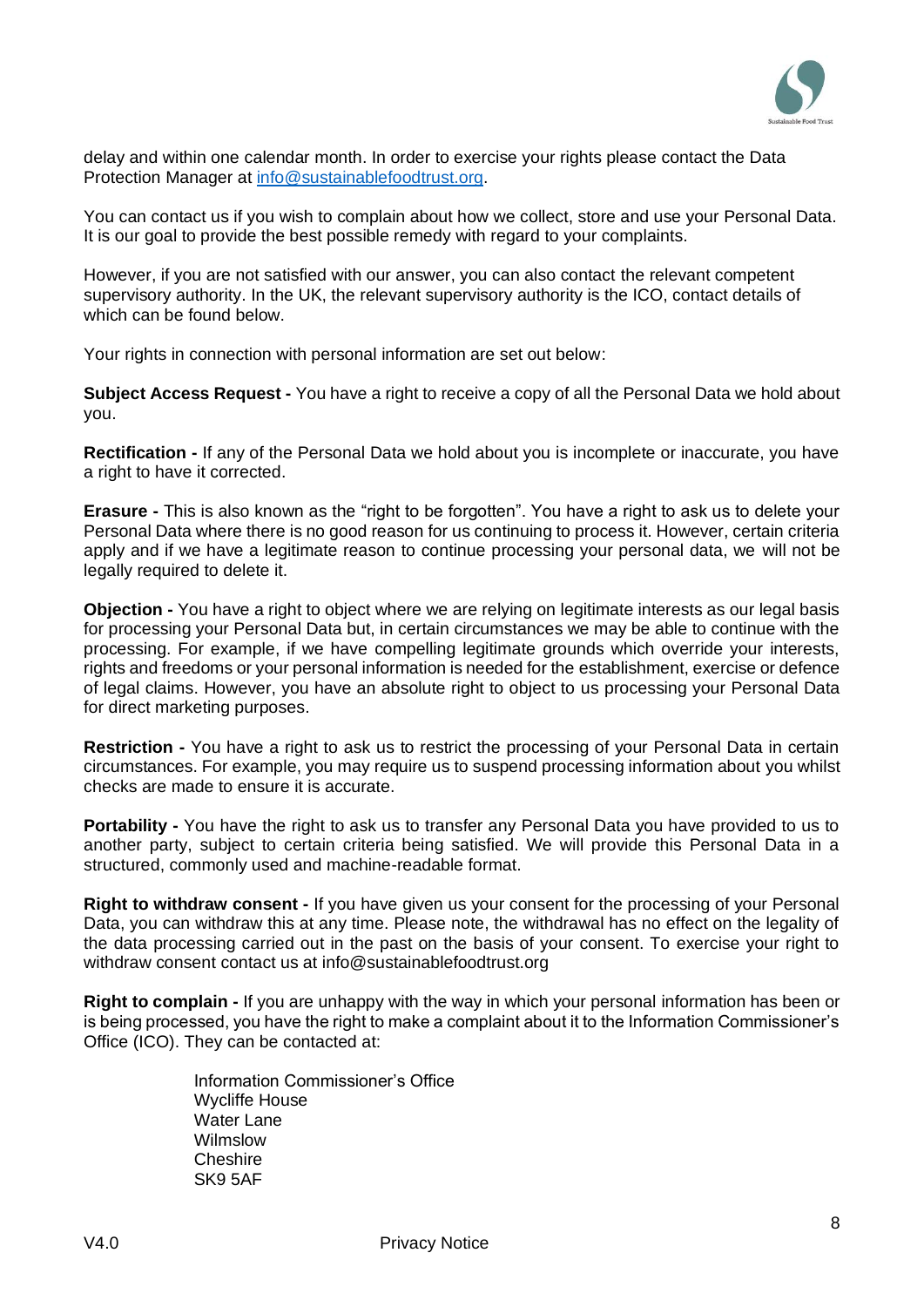delay and within one calendar month. In order to exercise your rights please contact the Data Protection Manager at [info@sustainablefoodtrust.org](mailto:info@sustainablefoodtrust.org).

You can contact us if you wish to complain about how we collect, store and use your Personal Data. It is our goal to provide the best possible remedy with regard to your complaints.

However, if you are not satisfied with our answer, you can also contact the relevant competent supervisory authority. In the UK, the relevant supervisory authority is the ICO, contact details of which can be found below.

Your rights in connection with personal information are set out below:

**Subject Access Request -** You have a right to receive a copy of all the Personal Data we hold about you.

**Rectification -** If any of the Personal Data we hold about you is incomplete or inaccurate, you have a right to have it corrected.

**Erasure -** This is also known as the "right to be forgotten". You have a right to ask us to delete your Personal Data where there is no good reason for us continuing to process it. However, certain criteria apply and if we have a legitimate reason to continue processing your personal data, we will not be legally required to delete it.

**Objection -** You have a right to object where we are relying on legitimate interests as our legal basis for processing your Personal Data but, in certain circumstances we may be able to continue with the processing. For example, if we have compelling legitimate grounds which override your interests, rights and freedoms or your personal information is needed for the establishment, exercise or defence of legal claims. However, you have an absolute right to object to us processing your Personal Data for direct marketing purposes.

**Restriction -** You have a right to ask us to restrict the processing of your Personal Data in certain circumstances. For example, you may require us to suspend processing information about you whilst checks are made to ensure it is accurate.

**Portability -** You have the right to ask us to transfer any Personal Data you have provided to us to another party, subject to certain criteria being satisfied. We will provide this Personal Data in a structured, commonly used and machine-readable format.

**Right to withdraw consent -** If you have given us your consent for the processing of your Personal Data, you can withdraw this at any time. Please note, the withdrawal has no effect on the legality of the data processing carried out in the past on the basis of your consent. To exercise your right to withdraw consent contact us at info@sustainablefoodtrust.org

**Right to complain -** If you are unhappy with the way in which your personal information has been or is being processed, you have the right to make a complaint about it to the Information Commissioner's Office (ICO). They can be contacted at:

Information Commissioner's Office
Wycliffe House
Water Lane
Wilmslow
Cheshire
SK9 5AF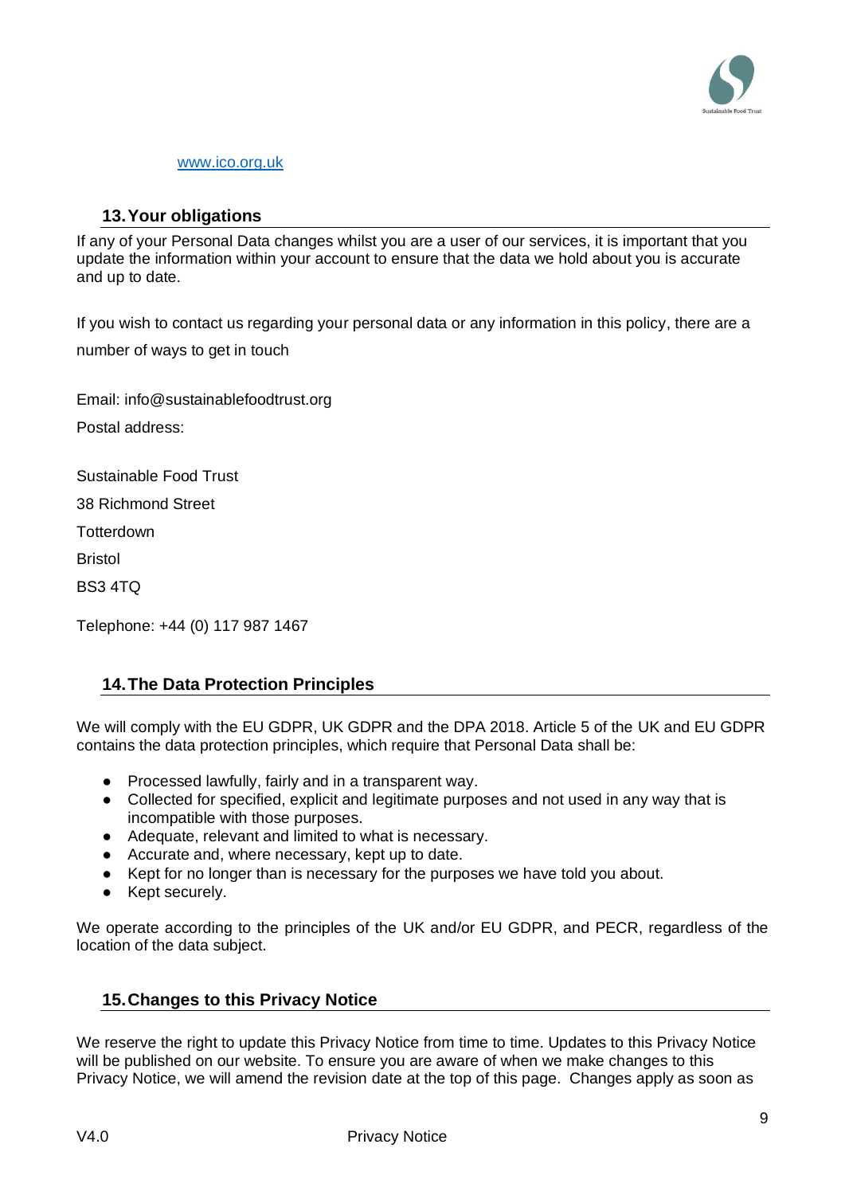[www.ico.org.uk](http://www.ico.org.uk)

## 13. Your obligations

If any of your Personal Data changes whilst you are a user of our services, it is important that you update the information within your account to ensure that the data we hold about you is accurate and up to date.

If you wish to contact us regarding your personal data or any information in this policy, there are a number of ways to get in touch

Email: info@sustainablefoodtrust.org

Postal address:

Sustainable Food Trust
38 Richmond Street
Totterdown
Bristol
BS3 4TQ

Telephone: +44 (0) 117 987 1467

## 14. The Data Protection Principles

We will comply with the EU GDPR, UK GDPR and the DPA 2018. Article 5 of the UK and EU GDPR contains the data protection principles, which require that Personal Data shall be:

- Processed lawfully, fairly and in a transparent way.
- Collected for specified, explicit and legitimate purposes and not used in any way that is incompatible with those purposes.
- Adequate, relevant and limited to what is necessary.
- Accurate and, where necessary, kept up to date.
- Kept for no longer than is necessary for the purposes we have told you about.
- Kept securely.

We operate according to the principles of the UK and/or EU GDPR, and PECR, regardless of the location of the data subject.

## 15. Changes to this Privacy Notice

We reserve the right to update this Privacy Notice from time to time. Updates to this Privacy Notice will be published on our website. To ensure you are aware of when we make changes to this Privacy Notice, we will amend the revision date at the top of this page. Changes apply as soon as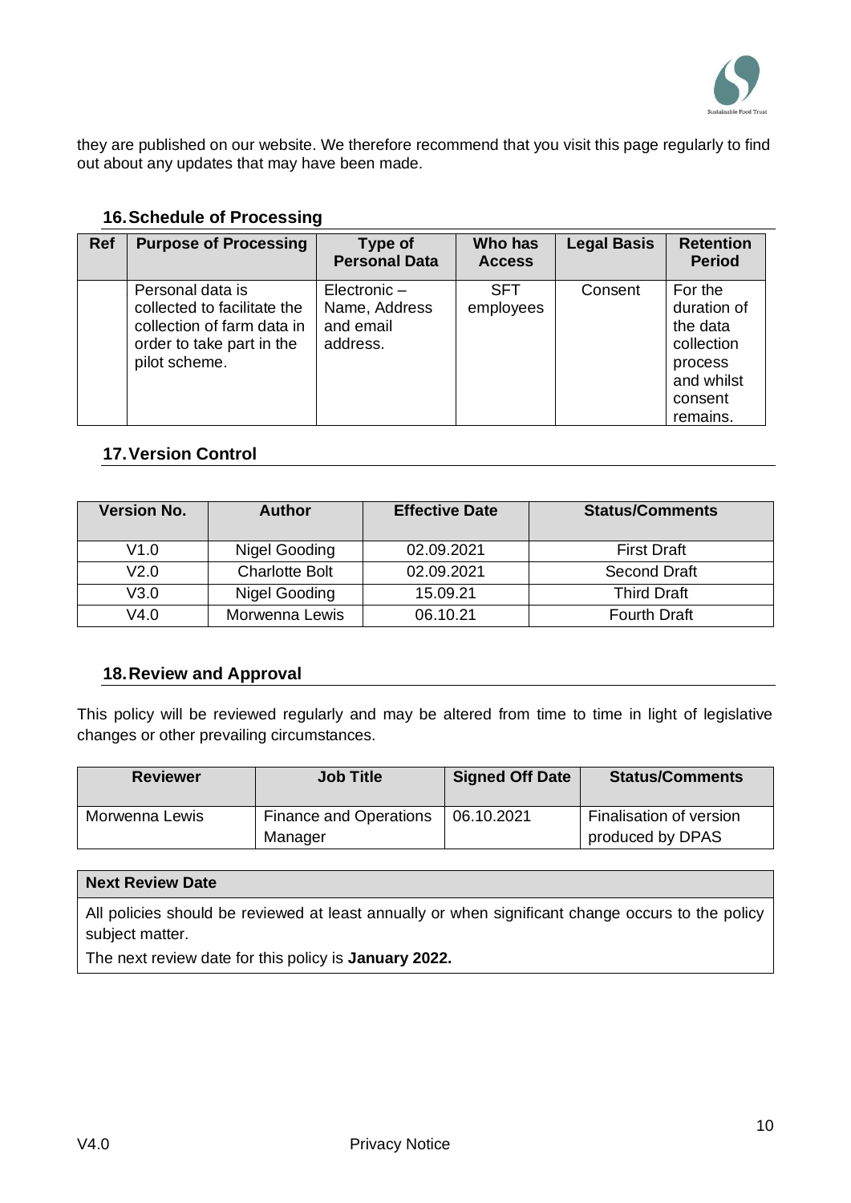they are published on our website. We therefore recommend that you visit this page regularly to find out about any updates that may have been made.

## 16. Schedule of Processing

| Ref | Purpose of Processing | Type of Personal Data | Who has Access | Legal Basis | Retention Period |
|---|---|---|---|---|---|
| | Personal data is collected to facilitate the collection of farm data in order to take part in the pilot scheme. | Electronic – Name, Address and email address. | SFT employees | Consent | For the duration of the data collection process and whilst consent remains. |

## 17. Version Control

| Version No. | Author | Effective Date | Status/Comments |
|---|---|---|---|
| V1.0 | Nigel Gooding | 02.09.2021 | First Draft |
| V2.0 | Charlotte Bolt | 02.09.2021 | Second Draft |
| V3.0 | Nigel Gooding | 15.09.21 | Third Draft |
| V4.0 | Morwenna Lewis | 06.10.21 | Fourth Draft |

## 18. Review and Approval

This policy will be reviewed regularly and may be altered from time to time in light of legislative changes or other prevailing circumstances.

| Reviewer | Job Title | Signed Off Date | Status/Comments |
|---|---|---|---|
| Morwenna Lewis | Finance and Operations Manager | 06.10.2021 | Finalisation of version produced by DPAS |

| Next Review Date |
|---|
| All policies should be reviewed at least annually or when significant change occurs to the policy subject matter. The next review date for this policy is **January 2022.** |